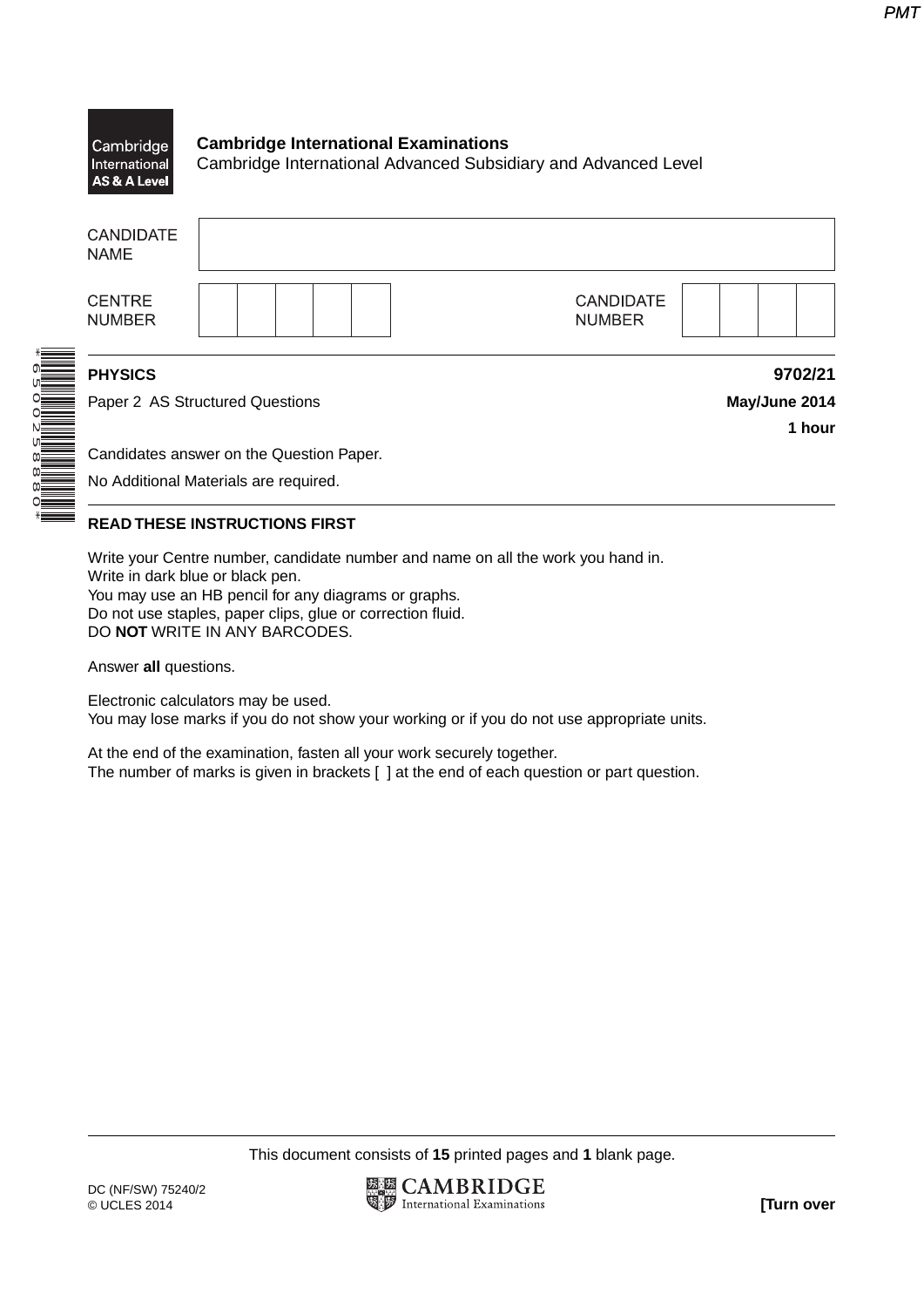Cambridge International Examinations
Cambridge International Advanced Subsidiary and Advanced Level

| CANDIDATE NAME | |
|---|---|

| CENTRE NUMBER | | CANDIDATE NUMBER | |
|---|---|---|---|

**PHYSICS** **9702/21**

Paper 2 AS Structured Questions **May/June 2014**

**1 hour**

Candidates answer on the Question Paper.

No Additional Materials are required.

**READ THESE INSTRUCTIONS FIRST**

Write your Centre number, candidate number and name on all the work you hand in.
Write in dark blue or black pen.
You may use an HB pencil for any diagrams or graphs.
Do not use staples, paper clips, glue or correction fluid.
DO **NOT** WRITE IN ANY BARCODES.

Answer **all** questions.

Electronic calculators may be used.
You may lose marks if you do not show your working or if you do not use appropriate units.

At the end of the examination, fasten all your work securely together.
The number of marks is given in brackets [ ] at the end of each question or part question.

This document consists of **15** printed pages and **1** blank page.

DC (NF/SW) 75240/2
© UCLES 2014

**[Turn over**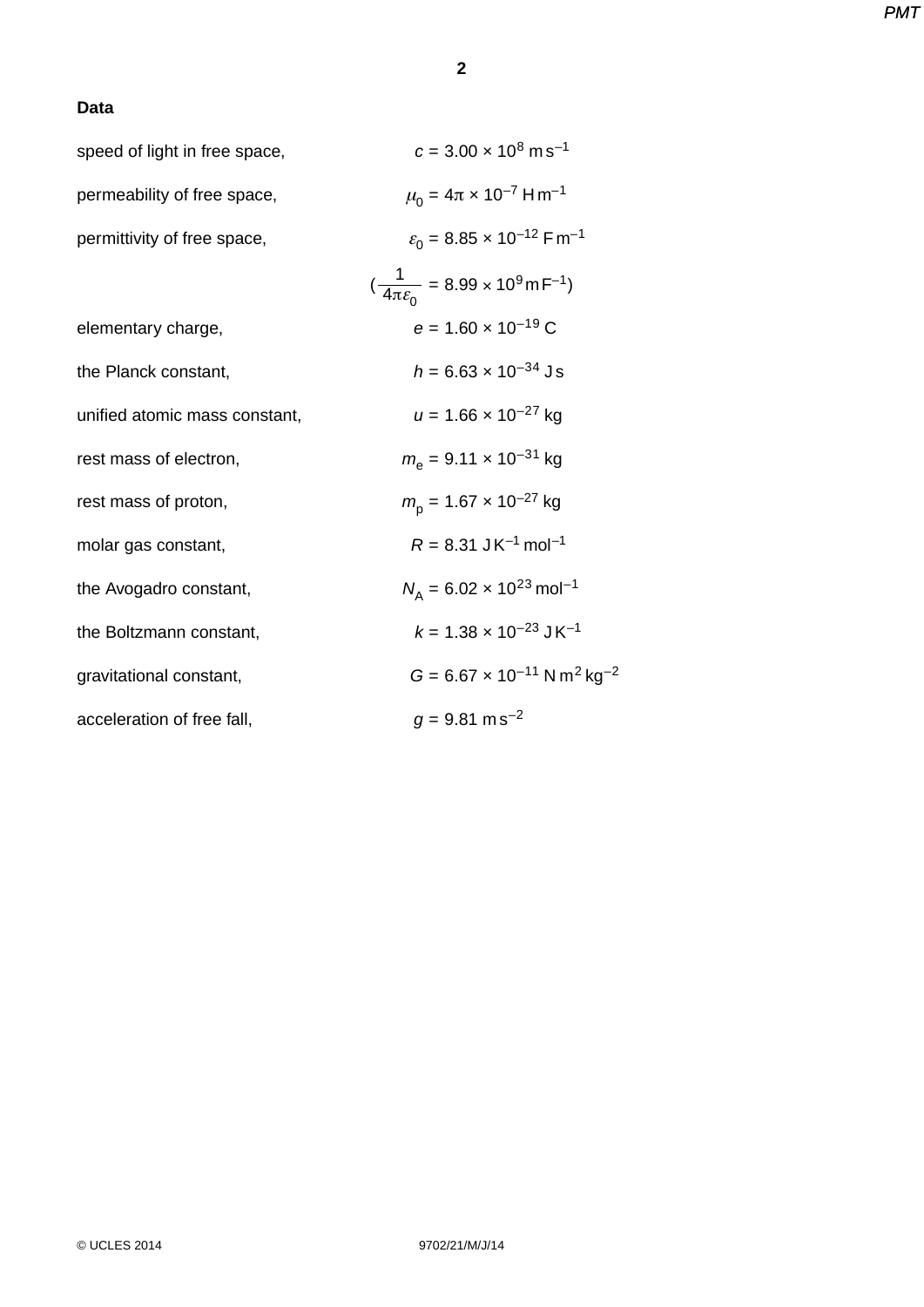**Data**

| | |
|---|---|
| speed of light in free space, | $c = 3.00 \times 10^{8}\ \mathrm{m\,s^{-1}}$ |
| permeability of free space, | $\mu_0 = 4\pi \times 10^{-7}\ \mathrm{H\,m^{-1}}$ |
| permittivity of free space, | $\varepsilon_0 = 8.85 \times 10^{-12}\ \mathrm{F\,m^{-1}}$ |
| | $(\frac{1}{4\pi\varepsilon_0} = 8.99 \times 10^{9}\ \mathrm{m\,F^{-1}})$ |
| elementary charge, | $e = 1.60 \times 10^{-19}\ \mathrm{C}$ |
| the Planck constant, | $h = 6.63 \times 10^{-34}\ \mathrm{J\,s}$ |
| unified atomic mass constant, | $u = 1.66 \times 10^{-27}\ \mathrm{kg}$ |
| rest mass of electron, | $m_e = 9.11 \times 10^{-31}\ \mathrm{kg}$ |
| rest mass of proton, | $m_p = 1.67 \times 10^{-27}\ \mathrm{kg}$ |
| molar gas constant, | $R = 8.31\ \mathrm{J\,K^{-1}\,mol^{-1}}$ |
| the Avogadro constant, | $N_A = 6.02 \times 10^{23}\ \mathrm{mol^{-1}}$ |
| the Boltzmann constant, | $k = 1.38 \times 10^{-23}\ \mathrm{J\,K^{-1}}$ |
| gravitational constant, | $G = 6.67 \times 10^{-11}\ \mathrm{N\,m^2\,kg^{-2}}$ |
| acceleration of free fall, | $g = 9.81\ \mathrm{m\,s^{-2}}$ |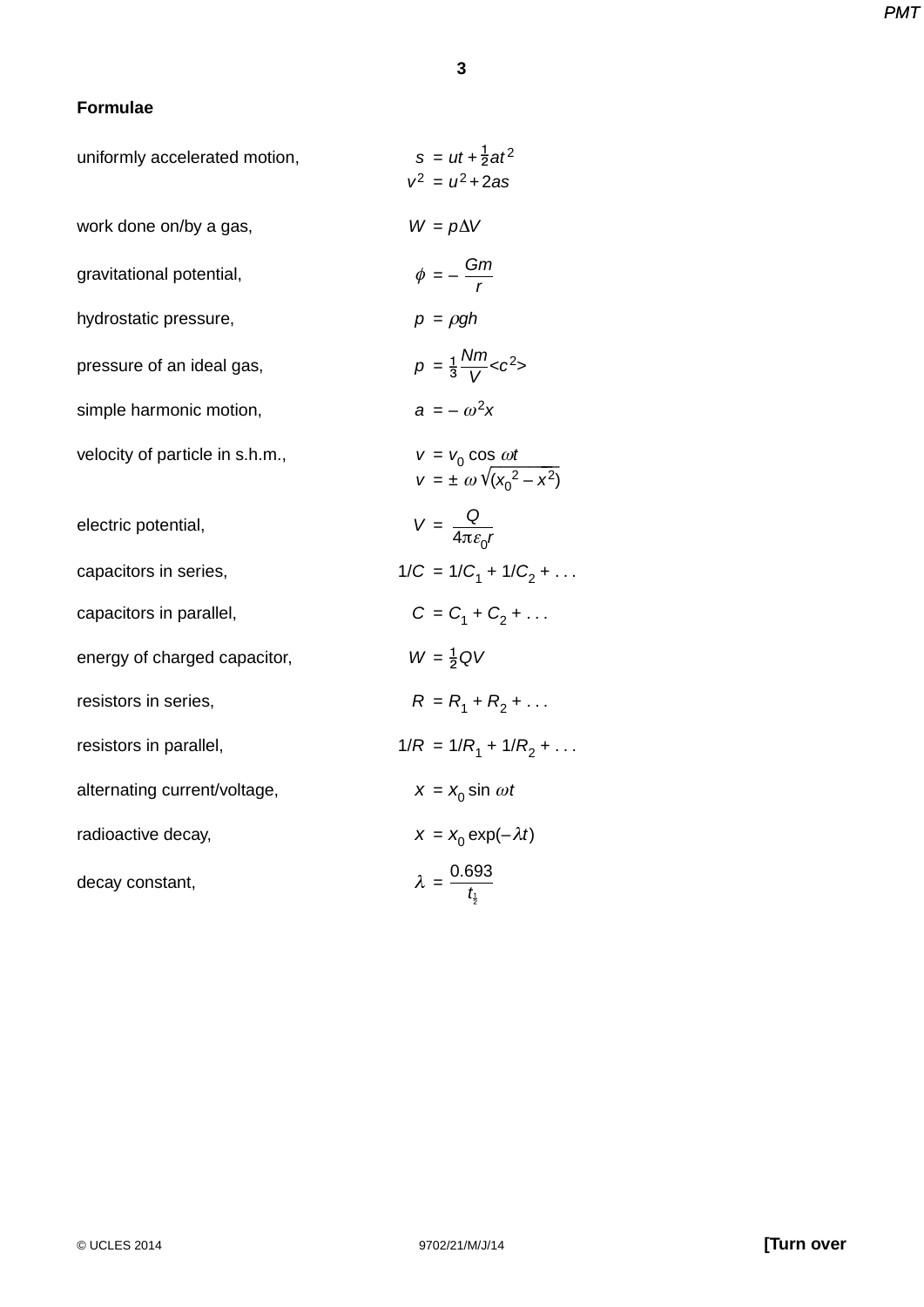## Formulae

| | |
|---|---|
| uniformly accelerated motion, | $s = ut + \frac{1}{2}at^2$ |
| | $v^2 = u^2 + 2as$ |
| work done on/by a gas, | $W = p\Delta V$ |
| gravitational potential, | $\phi = -\dfrac{Gm}{r}$ |
| hydrostatic pressure, | $p = \rho gh$ |
| pressure of an ideal gas, | $p = \frac{1}{3}\dfrac{Nm}{V}<c^2>$ |
| simple harmonic motion, | $a = -\omega^2 x$ |
| velocity of particle in s.h.m., | $v = v_0 \cos \omega t$ |
| | $v = \pm\, \omega \sqrt{(x_0^2 - x^2)}$ |
| electric potential, | $V = \dfrac{Q}{4\pi\varepsilon_0 r}$ |
| capacitors in series, | $1/C = 1/C_1 + 1/C_2 + \ldots$ |
| capacitors in parallel, | $C = C_1 + C_2 + \ldots$ |
| energy of charged capacitor, | $W = \frac{1}{2}QV$ |
| resistors in series, | $R = R_1 + R_2 + \ldots$ |
| resistors in parallel, | $1/R = 1/R_1 + 1/R_2 + \ldots$ |
| alternating current/voltage, | $x = x_0 \sin \omega t$ |
| radioactive decay, | $x = x_0 \exp(-\lambda t)$ |
| decay constant, | $\lambda = \dfrac{0.693}{t_{\frac{1}{2}}}$ |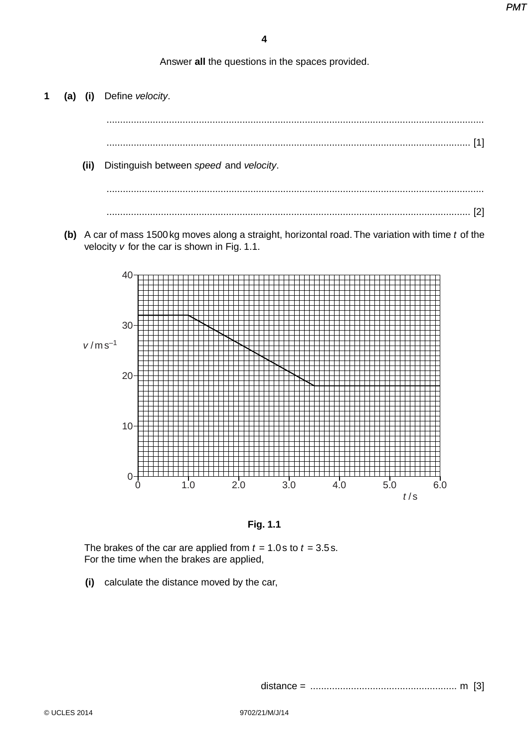Answer **all** the questions in the spaces provided.

**1 (a) (i)** Define *velocity*.

..........................................................................................................................................

.................................................................................................................................... [1]

**(ii)** Distinguish between *speed* and *velocity*.

..........................................................................................................................................

.................................................................................................................................... [2]

**(b)** A car of mass 1500 kg moves along a straight, horizontal road. The variation with time $t$ of the velocity $v$ for the car is shown in Fig. 1.1.

**Fig. 1.1**

The brakes of the car are applied from $t$ = 1.0 s to $t$ = 3.5 s.
For the time when the brakes are applied,

**(i)** calculate the distance moved by the car,

distance = ...................................................... m [3]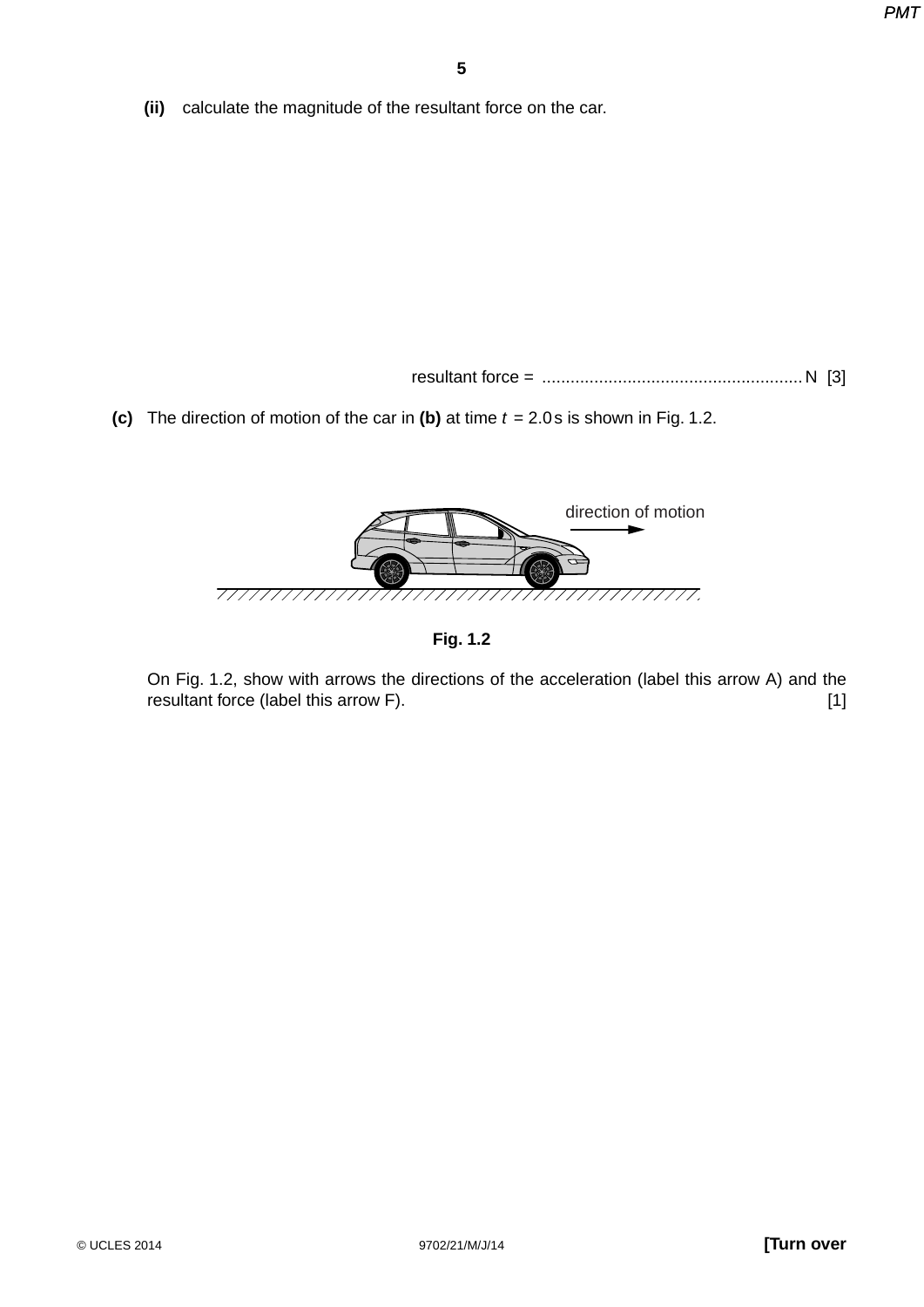(ii) calculate the magnitude of the resultant force on the car.

resultant force = ....................................................... N [3]

**(c)** The direction of motion of the car in **(b)** at time $t = 2.0\,\text{s}$ is shown in Fig. 1.2.

direction of motion

**Fig. 1.2**

On Fig. 1.2, show with arrows the directions of the acceleration (label this arrow A) and the resultant force (label this arrow F). [1]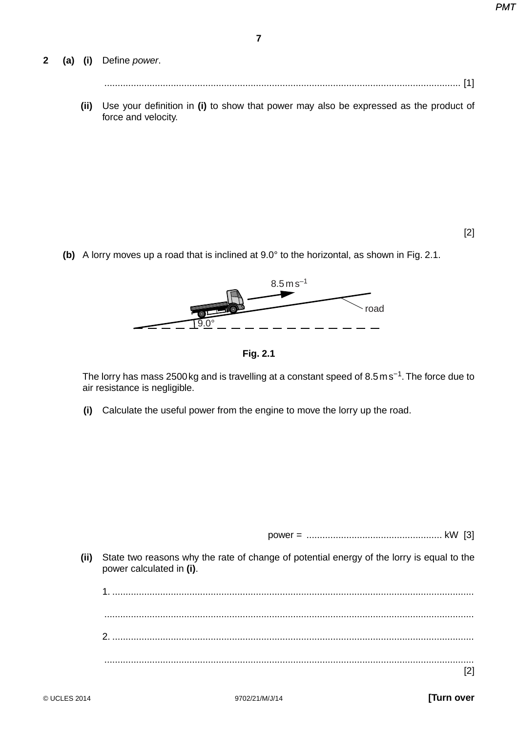**2** **(a)** **(i)** Define *power*.

.......................................................................................................................................... [1]

**(ii)** Use your definition in **(i)** to show that power may also be expressed as the product of force and velocity.

[2]

**(b)** A lorry moves up a road that is inclined at 9.0° to the horizontal, as shown in Fig. 2.1.

**Fig. 2.1**

The lorry has mass 2500 kg and is travelling at a constant speed of 8.5 m $s^{-1}$. The force due to air resistance is negligible.

**(i)** Calculate the useful power from the engine to move the lorry up the road.

power = ................................................... kW [3]

**(ii)** State two reasons why the rate of change of potential energy of the lorry is equal to the power calculated in **(i)**.

1. ..........................................................................................................................................

..........................................................................................................................................

2. ..........................................................................................................................................

.......................................................................................................................................... [2]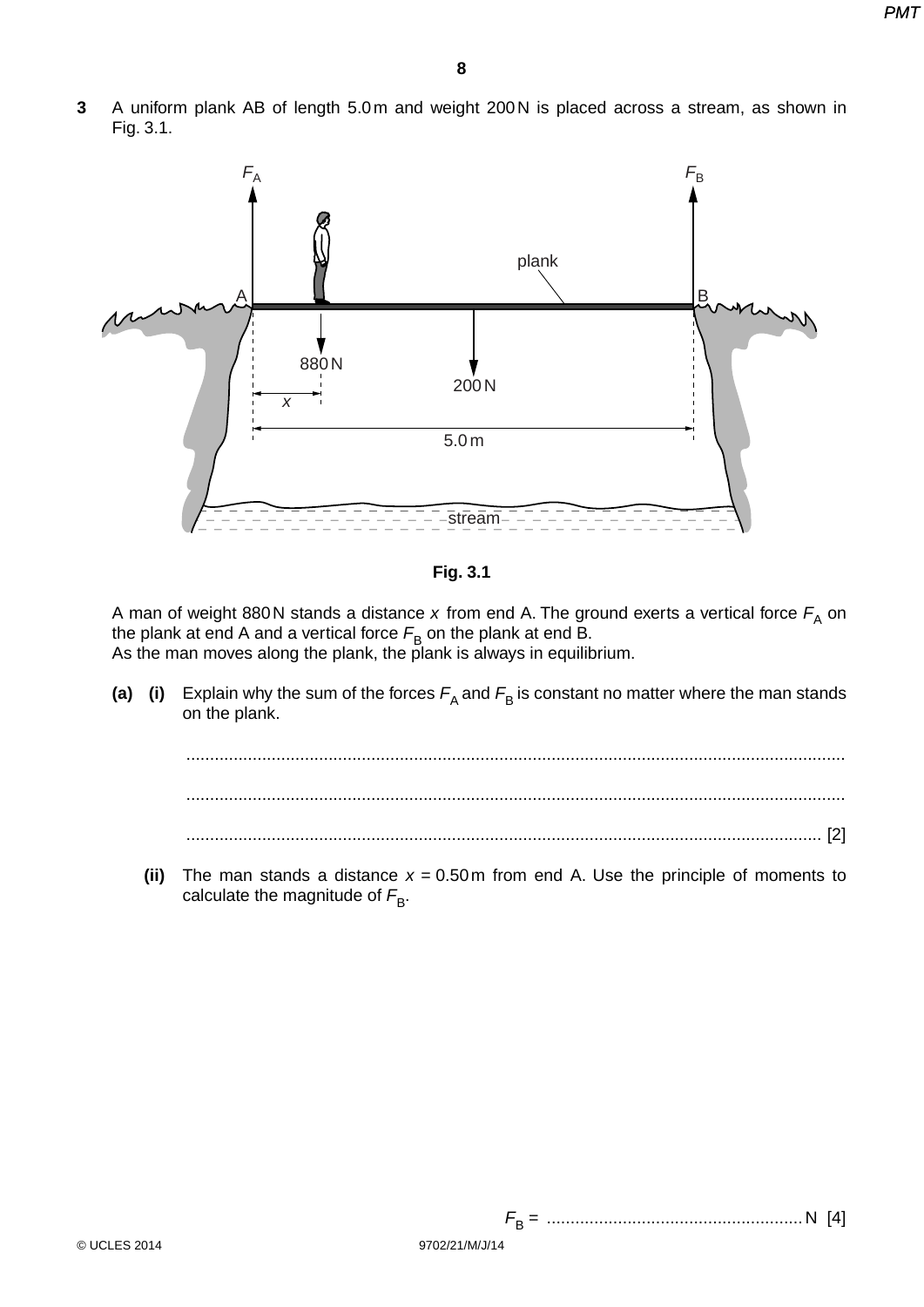**3** A uniform plank AB of length 5.0 m and weight 200 N is placed across a stream, as shown in Fig. 3.1.

**Fig. 3.1**

A man of weight 880 N stands a distance $x$ from end A. The ground exerts a vertical force $F_A$ on the plank at end A and a vertical force $F_B$ on the plank at end B.
As the man moves along the plank, the plank is always in equilibrium.

**(a) (i)** Explain why the sum of the forces $F_A$ and $F_B$ is constant no matter where the man stands on the plank.

..........................................................................................................................................

..........................................................................................................................................

...................................................................................................................................... [2]

**(ii)** The man stands a distance $x$ = 0.50 m from end A. Use the principle of moments to calculate the magnitude of $F_B$.

$F_B$ = ...................................................... N [4]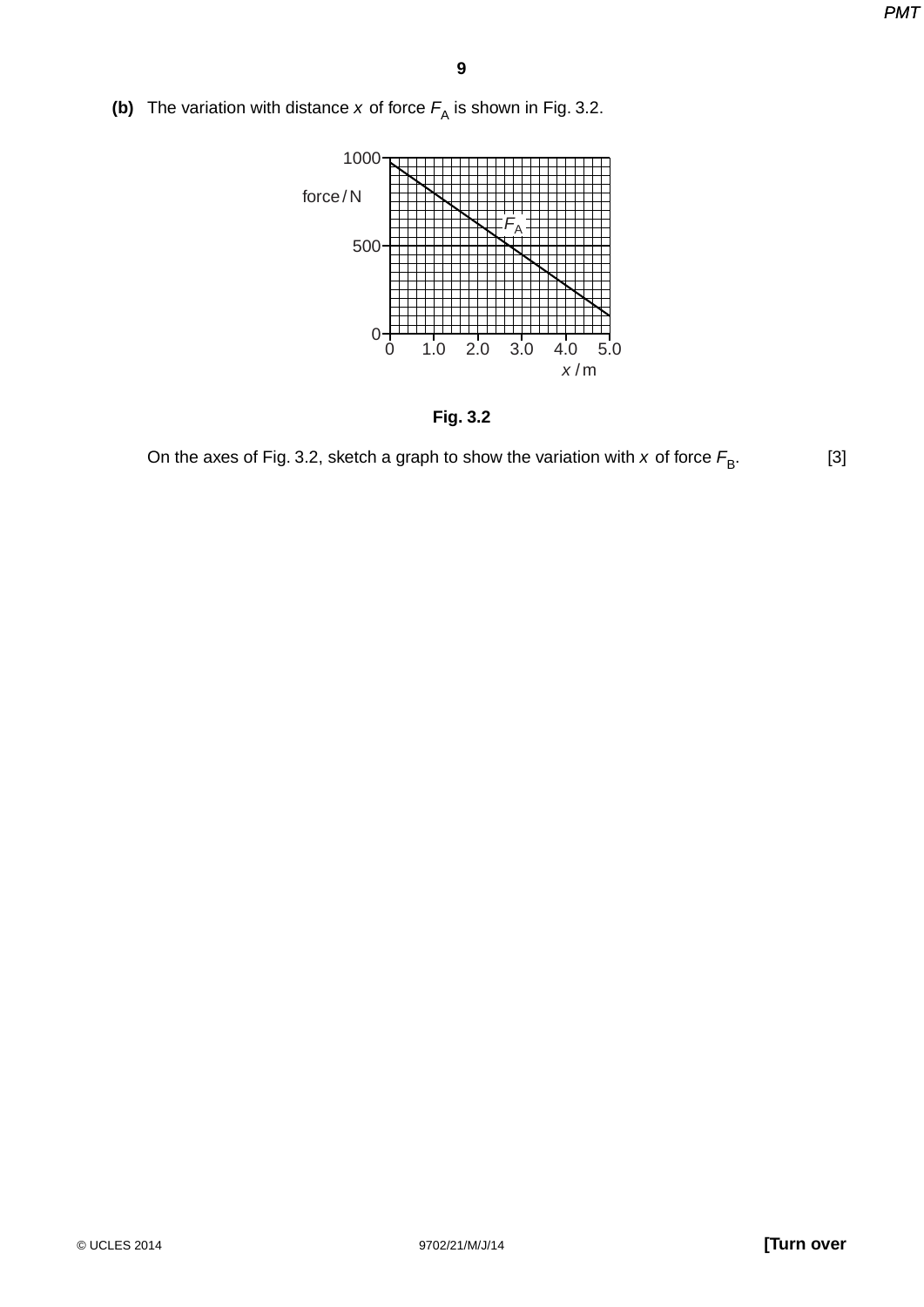**(b)** The variation with distance $x$ of force $F_A$ is shown in Fig. 3.2.

Fig. 3.2

On the axes of Fig. 3.2, sketch a graph to show the variation with $x$ of force $F_B$. [3]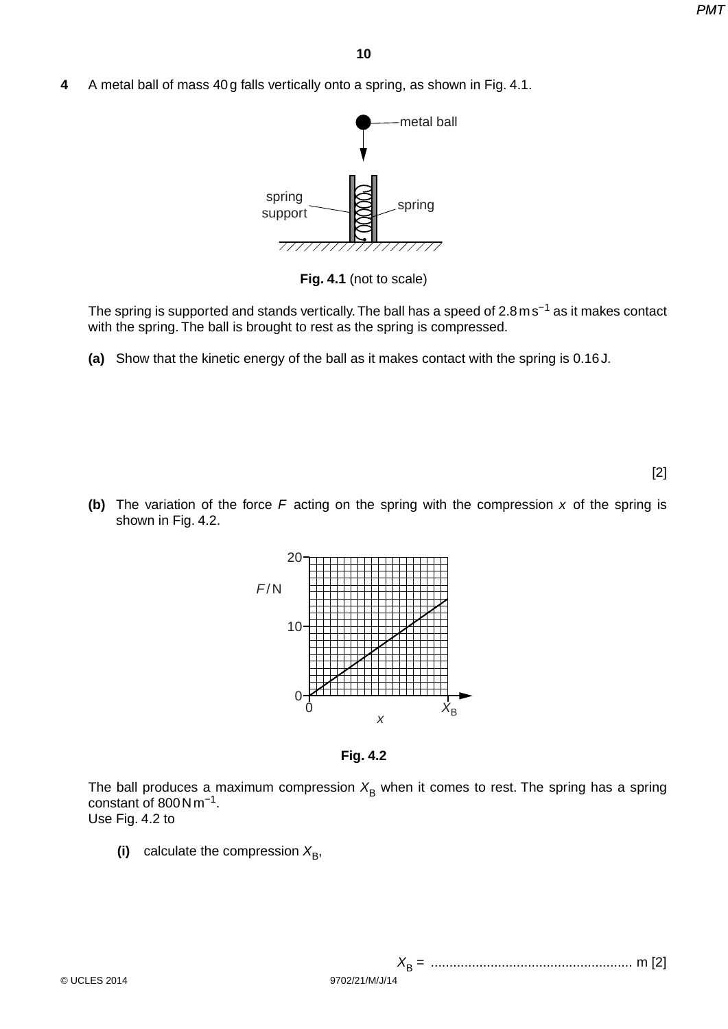**4** A metal ball of mass 40 g falls vertically onto a spring, as shown in Fig. 4.1.

**Fig. 4.1** (not to scale)

The spring is supported and stands vertically. The ball has a speed of 2.8 m s$^{-1}$ as it makes contact with the spring. The ball is brought to rest as the spring is compressed.

**(a)** Show that the kinetic energy of the ball as it makes contact with the spring is 0.16 J.

[2]

**(b)** The variation of the force $F$ acting on the spring with the compression $x$ of the spring is shown in Fig. 4.2.

**Fig. 4.2**

The ball produces a maximum compression $X_B$ when it comes to rest. The spring has a spring constant of 800 N m$^{-1}$.
Use Fig. 4.2 to

**(i)** calculate the compression $X_B$,

$X_B$ = ...................................................... m [2]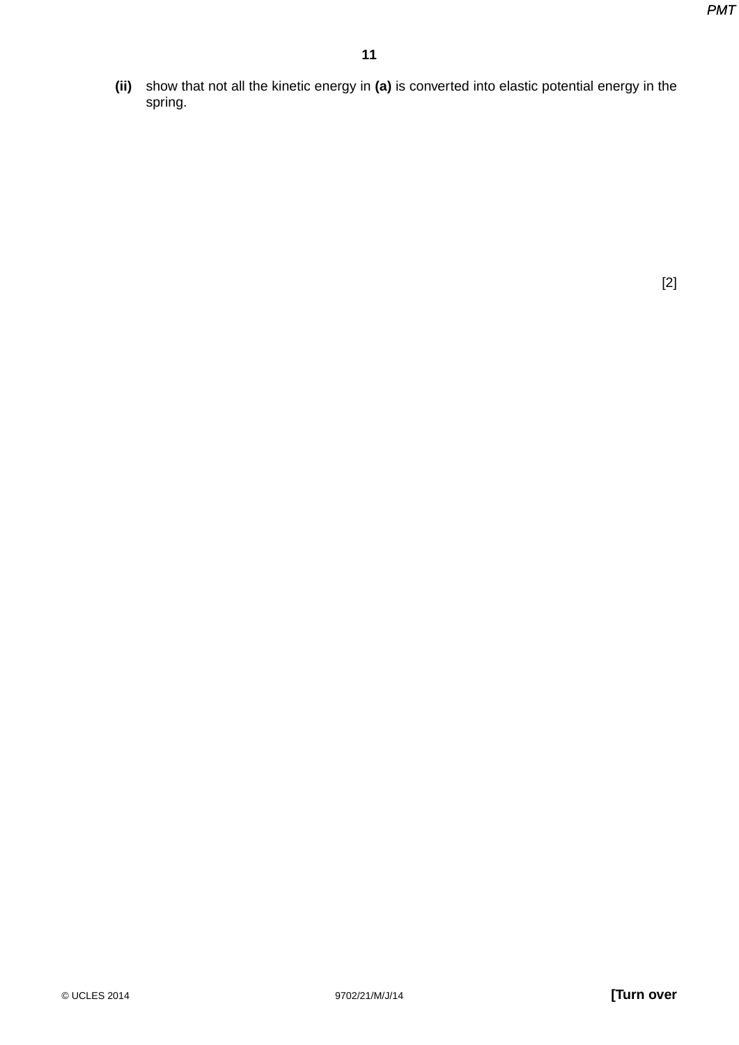**(ii)** show that not all the kinetic energy in **(a)** is converted into elastic potential energy in the spring.

[2]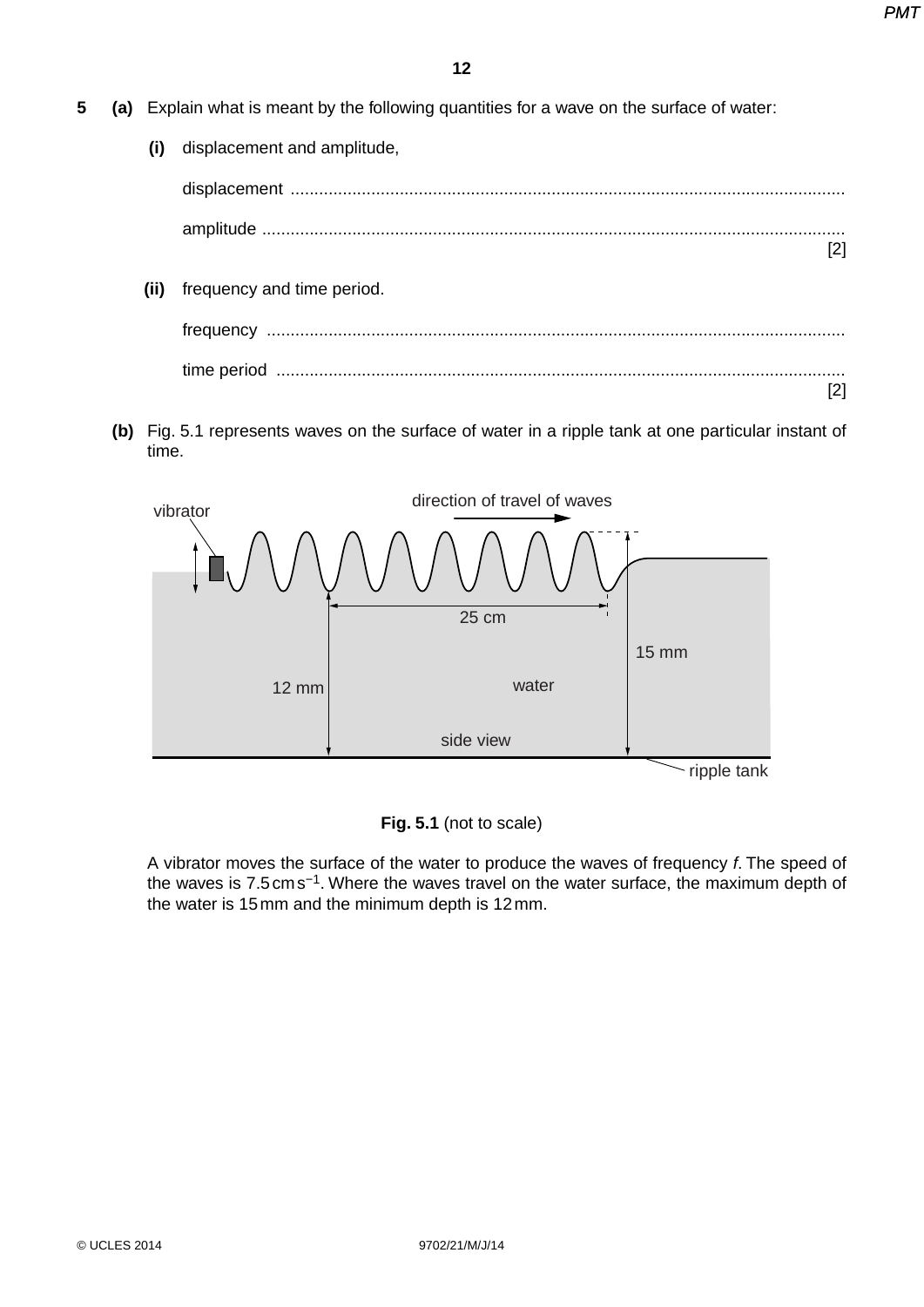**5** **(a)** Explain what is meant by the following quantities for a wave on the surface of water:

**(i)** displacement and amplitude,

displacement ....................................................................................................................

amplitude ..........................................................................................................................
[2]

**(ii)** frequency and time period.

frequency .........................................................................................................................

time period .......................................................................................................................
[2]

**(b)** Fig. 5.1 represents waves on the surface of water in a ripple tank at one particular instant of time.

vibrator

direction of travel of waves

25 cm

15 mm

12 mm

water

side view

ripple tank

**Fig. 5.1** (not to scale)

A vibrator moves the surface of the water to produce the waves of frequency *f*. The speed of the waves is 7.5 cm s$^{-1}$. Where the waves travel on the water surface, the maximum depth of the water is 15 mm and the minimum depth is 12 mm.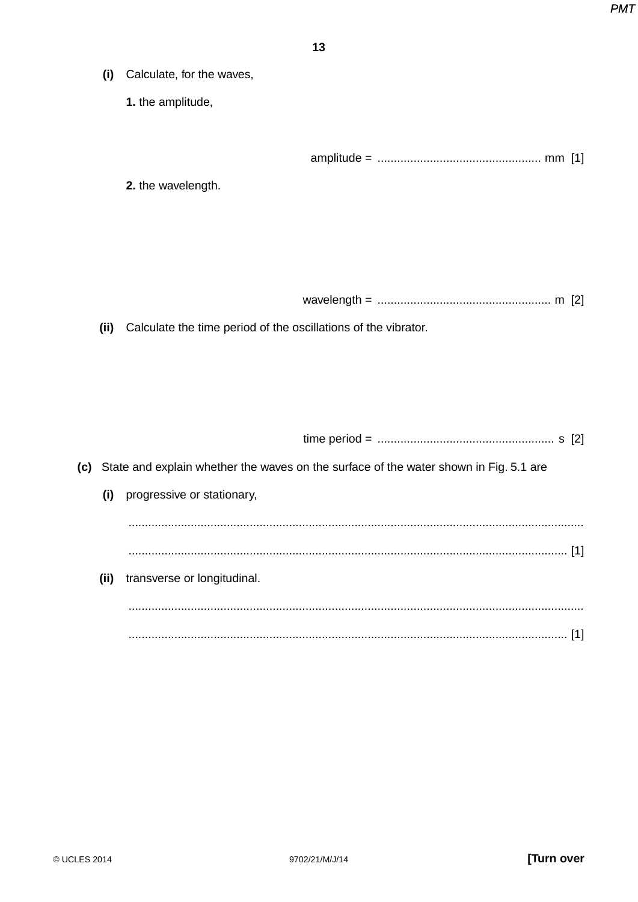**(i)** Calculate, for the waves,

**1.** the amplitude,

amplitude = .................................................. mm [1]

**2.** the wavelength.

wavelength = ..................................................... m [2]

**(ii)** Calculate the time period of the oscillations of the vibrator.

time period = ...................................................... s [2]

**(c)** State and explain whether the waves on the surface of the water shown in Fig. 5.1 are

**(i)** progressive or stationary,

..........................................................................................................................................

..................................................................................................................................... [1]

**(ii)** transverse or longitudinal.

..........................................................................................................................................

..................................................................................................................................... [1]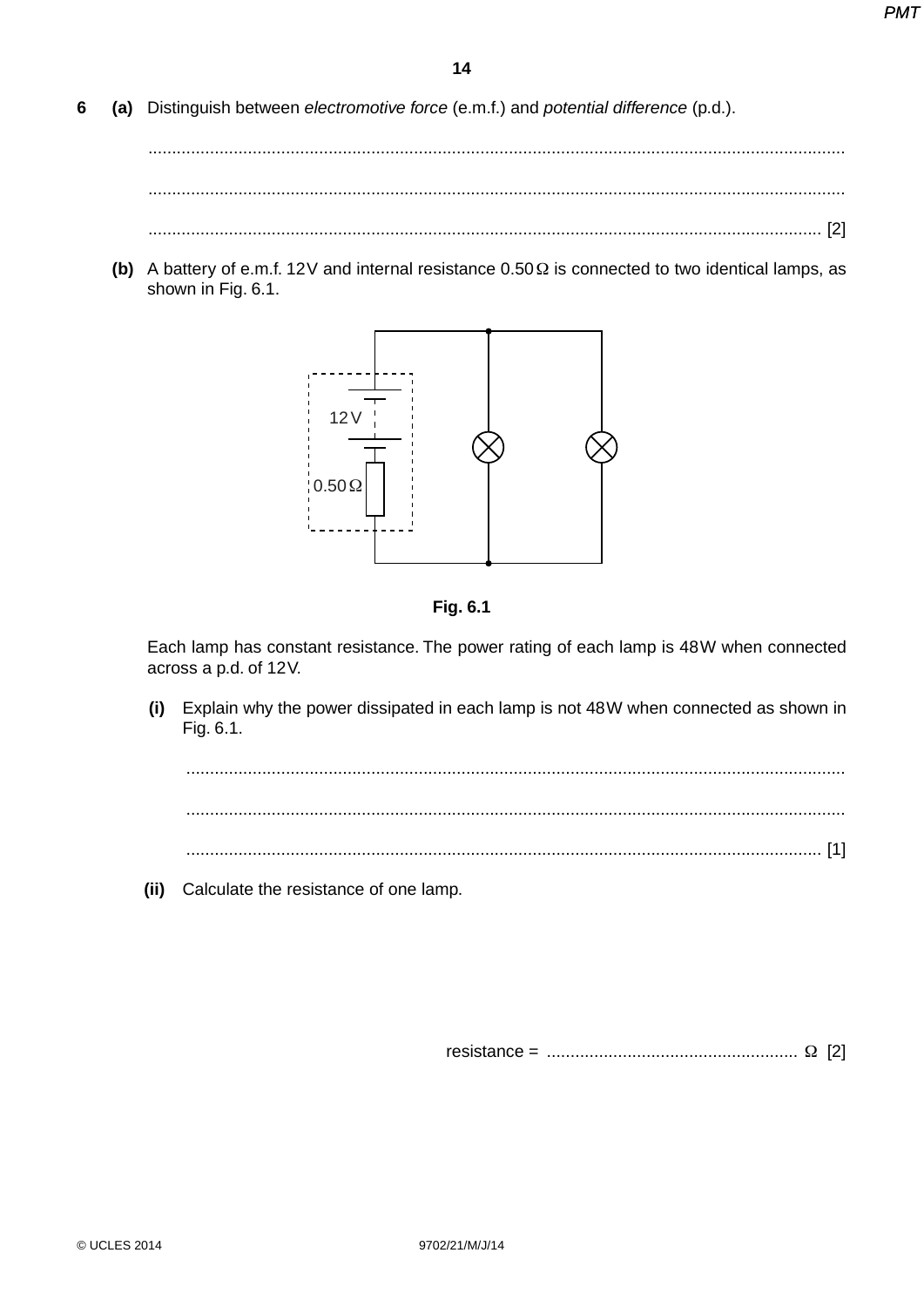**6 (a)** Distinguish between *electromotive force* (e.m.f.) and *potential difference* (p.d.).

..................................................................................................................................................

..................................................................................................................................................

.............................................................................................................................................. [2]

**(b)** A battery of e.m.f. 12 V and internal resistance 0.50 Ω is connected to two identical lamps, as shown in Fig. 6.1.

**Fig. 6.1**

Each lamp has constant resistance. The power rating of each lamp is 48 W when connected across a p.d. of 12 V.

**(i)** Explain why the power dissipated in each lamp is not 48 W when connected as shown in Fig. 6.1.

..................................................................................................................................................

..................................................................................................................................................

.............................................................................................................................................. [1]

**(ii)** Calculate the resistance of one lamp.

resistance = ..................................................... Ω [2]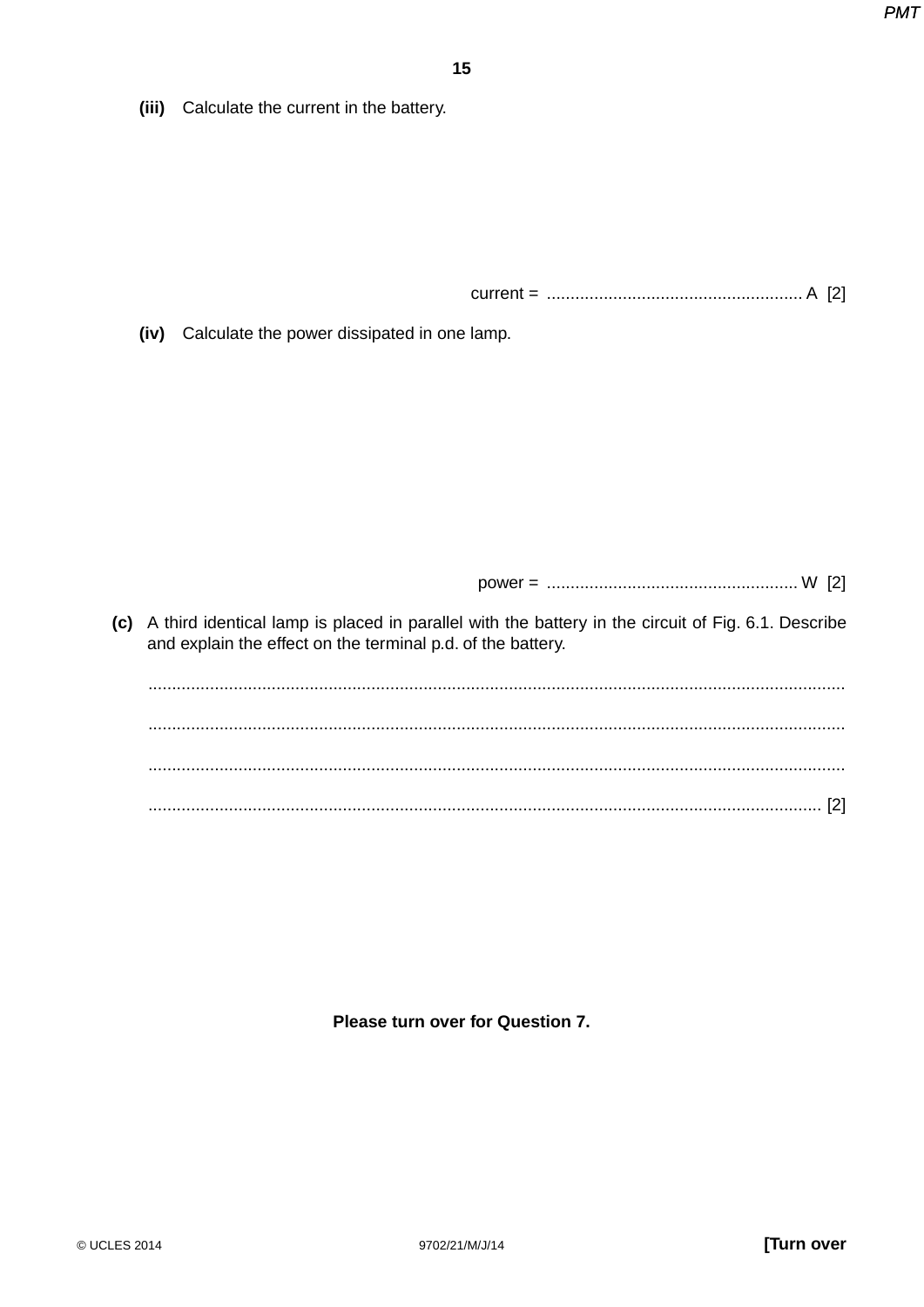(iii) Calculate the current in the battery.

current = ...................................................... A [2]

(iv) Calculate the power dissipated in one lamp.

power = ...................................................... W [2]

(c) A third identical lamp is placed in parallel with the battery in the circuit of Fig. 6.1. Describe and explain the effect on the terminal p.d. of the battery.

..........................................................................................................................................

..........................................................................................................................................

..........................................................................................................................................

...................................................................................................................................... [2]

**Please turn over for Question 7.**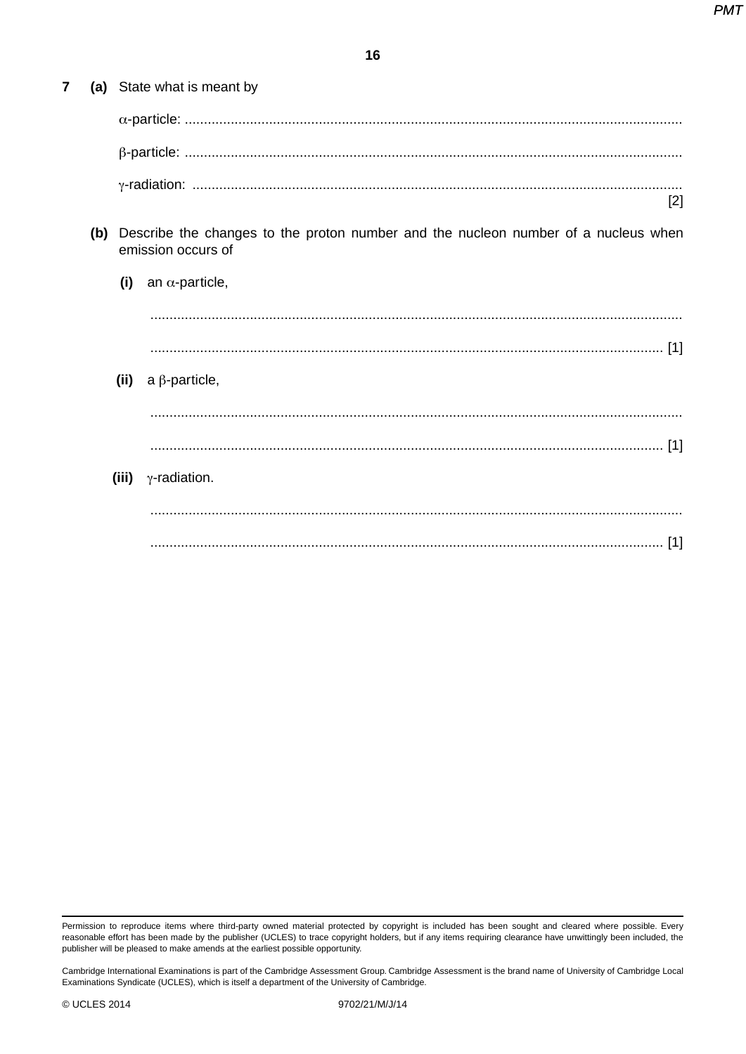**7** **(a)** State what is meant by

$\alpha$-particle: ..................................................................................................................................

$\beta$-particle: ..................................................................................................................................

$\gamma$-radiation: .............................................................................................................................. [2]

**(b)** Describe the changes to the proton number and the nucleon number of a nucleus when emission occurs of

**(i)** an $\alpha$-particle,

..........................................................................................................................................

.................................................................................................................................... [1]

**(ii)** a $\beta$-particle,

..........................................................................................................................................

.................................................................................................................................... [1]

**(iii)** $\gamma$-radiation.

..........................................................................................................................................

.................................................................................................................................... [1]

Permission to reproduce items where third-party owned material protected by copyright is included has been sought and cleared where possible. Every reasonable effort has been made by the publisher (UCLES) to trace copyright holders, but if any items requiring clearance have unwittingly been included, the publisher will be pleased to make amends at the earliest possible opportunity.

Cambridge International Examinations is part of the Cambridge Assessment Group. Cambridge Assessment is the brand name of University of Cambridge Local Examinations Syndicate (UCLES), which is itself a department of the University of Cambridge.